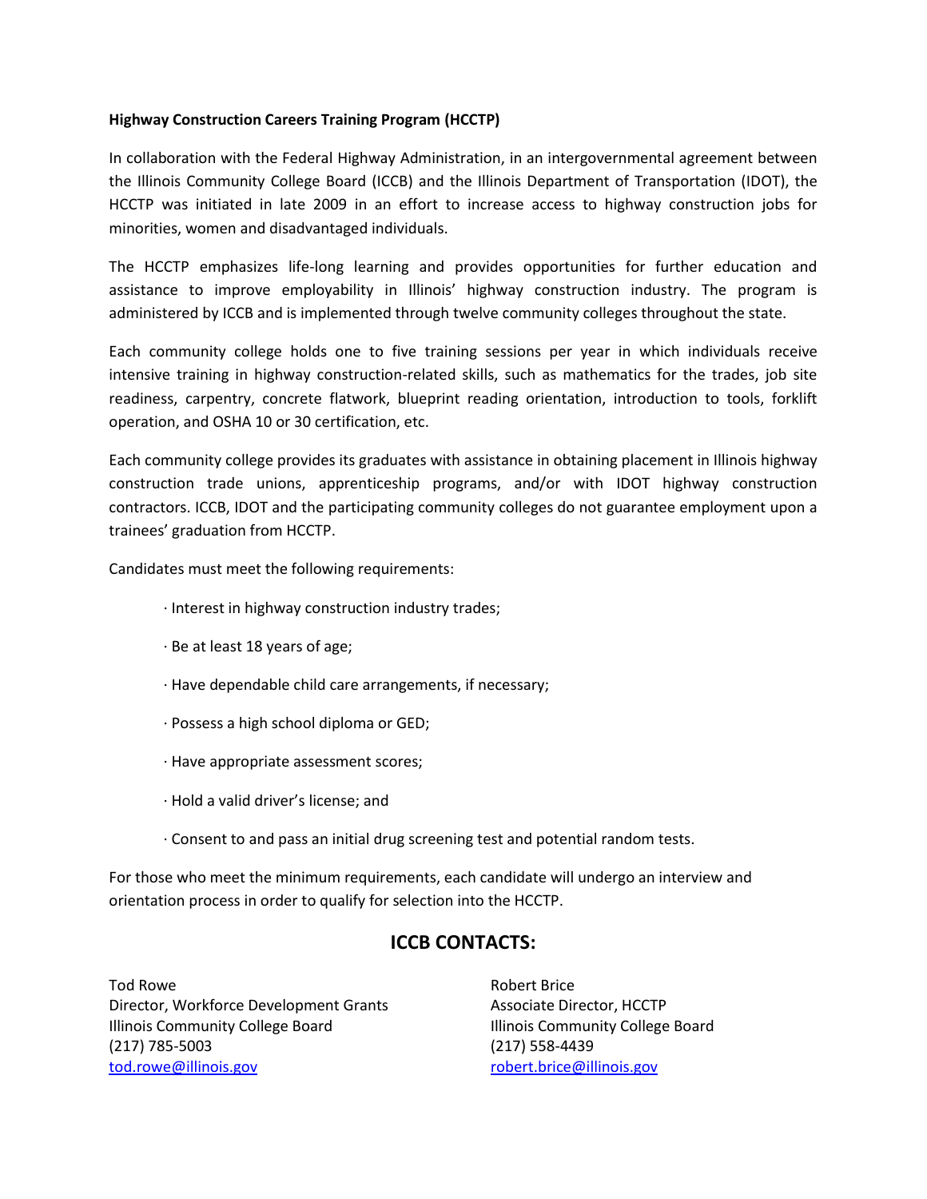**Highway Construction Careers Training Program (HCCTP)**

In collaboration with the Federal Highway Administration, in an intergovernmental agreement between the Illinois Community College Board (ICCB) and the Illinois Department of Transportation (IDOT), the HCCTP was initiated in late 2009 in an effort to increase access to highway construction jobs for minorities, women and disadvantaged individuals.

The HCCTP emphasizes life-long learning and provides opportunities for further education and assistance to improve employability in Illinois' highway construction industry. The program is administered by ICCB and is implemented through twelve community colleges throughout the state.

Each community college holds one to five training sessions per year in which individuals receive intensive training in highway construction-related skills, such as mathematics for the trades, job site readiness, carpentry, concrete flatwork, blueprint reading orientation, introduction to tools, forklift operation, and OSHA 10 or 30 certification, etc.

Each community college provides its graduates with assistance in obtaining placement in Illinois highway construction trade unions, apprenticeship programs, and/or with IDOT highway construction contractors. ICCB, IDOT and the participating community colleges do not guarantee employment upon a trainees' graduation from HCCTP.

Candidates must meet the following requirements:

- Interest in highway construction industry trades;
- Be at least 18 years of age;
- Have dependable child care arrangements, if necessary;
- Possess a high school diploma or GED;
- Have appropriate assessment scores;
- Hold a valid driver's license; and
- Consent to and pass an initial drug screening test and potential random tests.

For those who meet the minimum requirements, each candidate will undergo an interview and orientation process in order to qualify for selection into the HCCTP.

## ICCB CONTACTS:

Tod Rowe
Director, Workforce Development Grants
Illinois Community College Board
(217) 785-5003
tod.rowe@illinois.gov

Robert Brice
Associate Director, HCCTP
Illinois Community College Board
(217) 558-4439
robert.brice@illinois.gov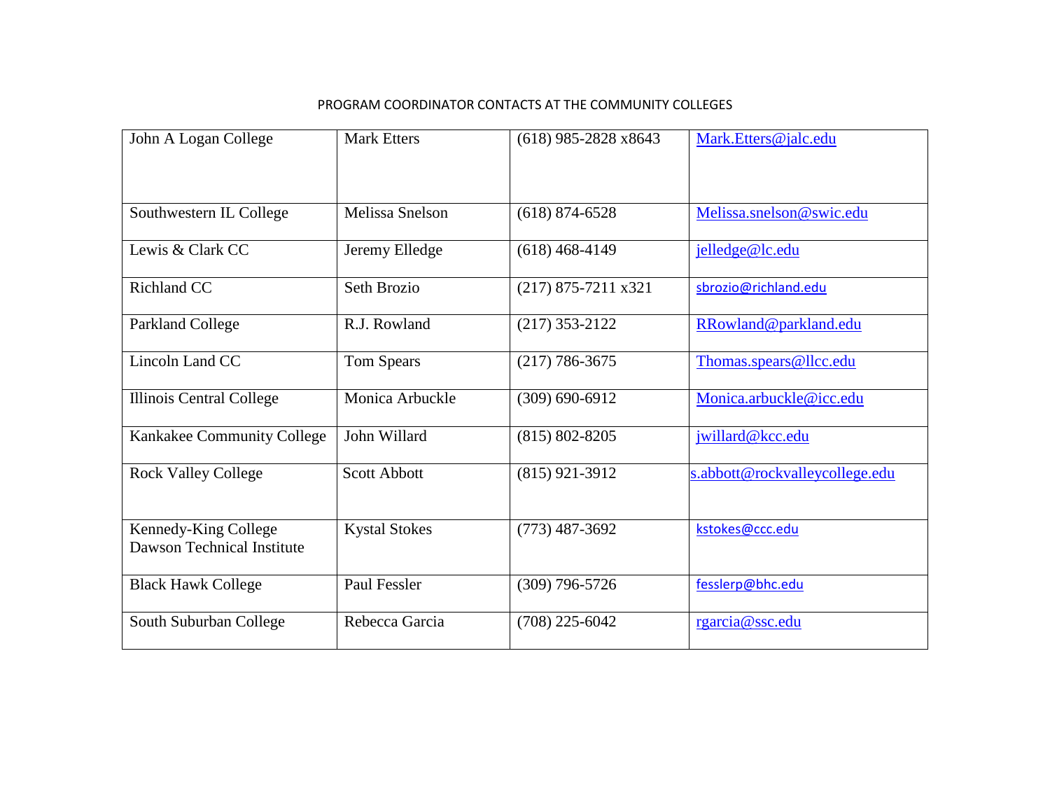PROGRAM COORDINATOR CONTACTS AT THE COMMUNITY COLLEGES

| | | | |
|---|---|---|---|
| John A Logan College | Mark Etters | (618) 985-2828 x8643 | Mark.Etters@jalc.edu |
| Southwestern IL College | Melissa Snelson | (618) 874-6528 | Melissa.snelson@swic.edu |
| Lewis & Clark CC | Jeremy Elledge | (618) 468-4149 | jelledge@lc.edu |
| Richland CC | Seth Brozio | (217) 875-7211 x321 | sbrozio@richland.edu |
| Parkland College | R.J. Rowland | (217) 353-2122 | RRowland@parkland.edu |
| Lincoln Land CC | Tom Spears | (217) 786-3675 | Thomas.spears@llcc.edu |
| Illinois Central College | Monica Arbuckle | (309) 690-6912 | Monica.arbuckle@icc.edu |
| Kankakee Community College | John Willard | (815) 802-8205 | jwillard@kcc.edu |
| Rock Valley College | Scott Abbott | (815) 921-3912 | s.abbott@rockvalleycollege.edu |
| Kennedy-King College Dawson Technical Institute | Kystal Stokes | (773) 487-3692 | kstokes@ccc.edu |
| Black Hawk College | Paul Fessler | (309) 796-5726 | fesslerp@bhc.edu |
| South Suburban College | Rebecca Garcia | (708) 225-6042 | rgarcia@ssc.edu |